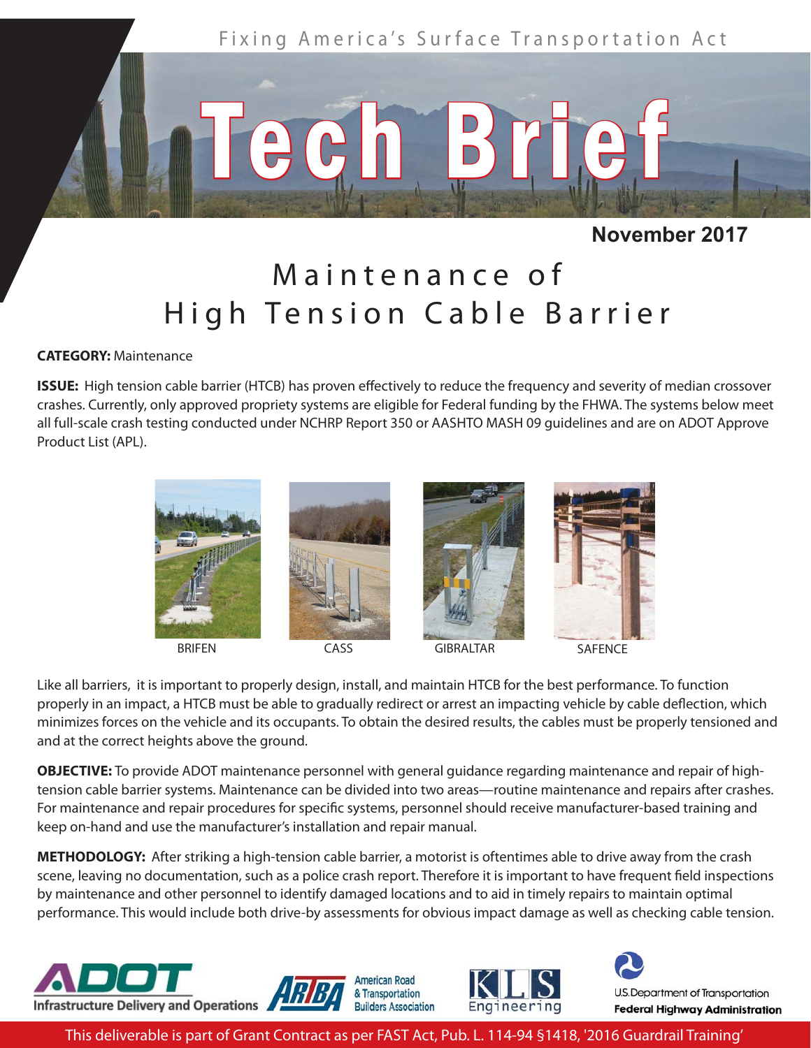Fixing America's Surface Transportation Act

# Tech Brief

**November 2017**

## Maintenance of High Tension Cable Barrier

**CATEGORY:** Maintenance

**ISSUE:** High tension cable barrier (HTCB) has proven effectively to reduce the frequency and severity of median crossover crashes. Currently, only approved propriety systems are eligible for Federal funding by the FHWA. The systems below meet all full-scale crash testing conducted under NCHRP Report 350 or AASHTO MASH 09 guidelines and are on ADOT Approve Product List (APL).

BRIFEN

CASS

GIBRALTAR

SAFENCE

Like all barriers, it is important to properly design, install, and maintain HTCB for the best performance. To function properly in an impact, a HTCB must be able to gradually redirect or arrest an impacting vehicle by cable deflection, which minimizes forces on the vehicle and its occupants. To obtain the desired results, the cables must be properly tensioned and and at the correct heights above the ground.

**OBJECTIVE:** To provide ADOT maintenance personnel with general guidance regarding maintenance and repair of high-tension cable barrier systems. Maintenance can be divided into two areas—routine maintenance and repairs after crashes. For maintenance and repair procedures for specific systems, personnel should receive manufacturer-based training and keep on-hand and use the manufacturer's installation and repair manual.

**METHODOLOGY:** After striking a high-tension cable barrier, a motorist is oftentimes able to drive away from the crash scene, leaving no documentation, such as a police crash report. Therefore it is important to have frequent field inspections by maintenance and other personnel to identify damaged locations and to aid in timely repairs to maintain optimal performance. This would include both drive-by assessments for obvious impact damage as well as checking cable tension.

ADOT Infrastructure Delivery and Operations | ARTBA American Road & Transportation Builders Association | KLS Engineering | U.S. Department of Transportation Federal Highway Administration

This deliverable is part of Grant Contract as per FAST Act, Pub. L. 114-94 §1418, '2016 Guardrail Training'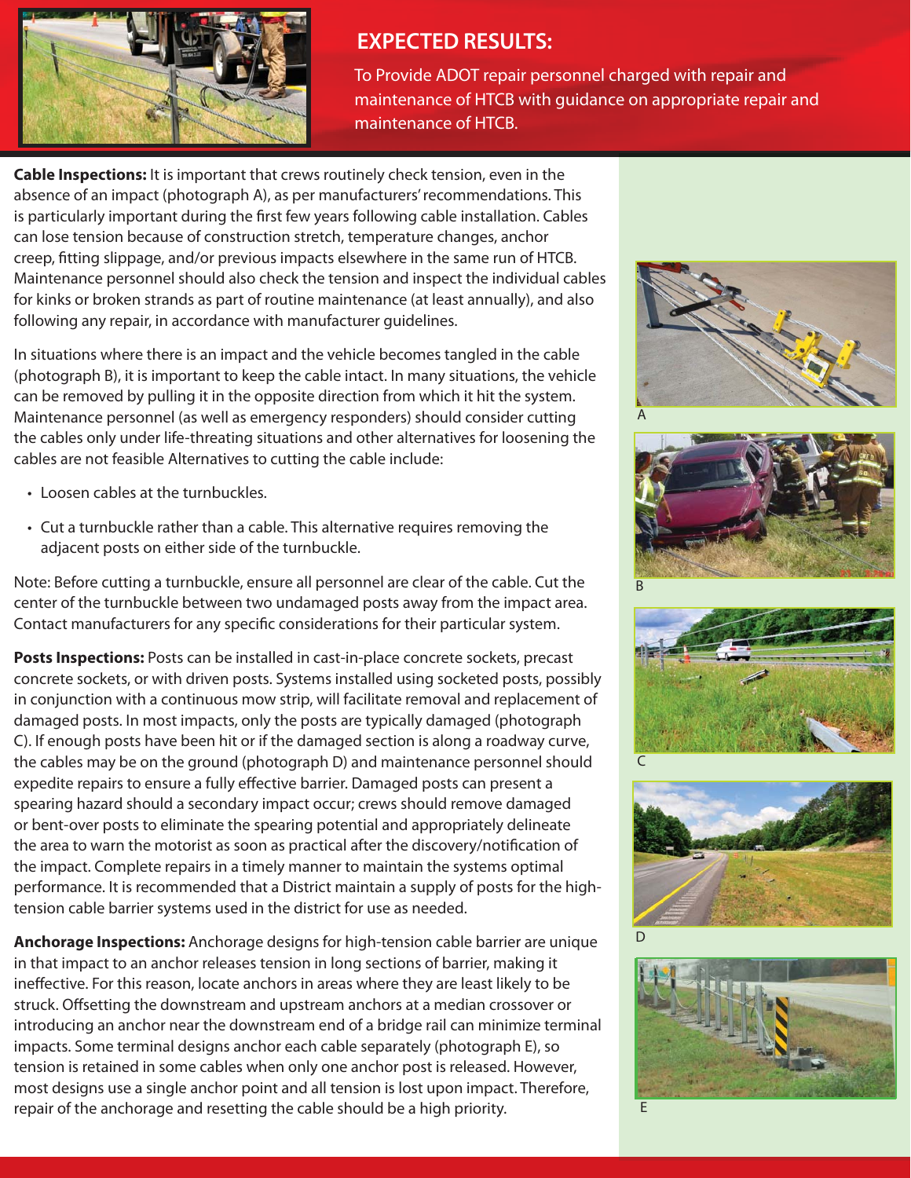## EXPECTED RESULTS:

To Provide ADOT repair personnel charged with repair and maintenance of HTCB with guidance on appropriate repair and maintenance of HTCB.

**Cable Inspections:** It is important that crews routinely check tension, even in the absence of an impact (photograph A), as per manufacturers' recommendations. This is particularly important during the first few years following cable installation. Cables can lose tension because of construction stretch, temperature changes, anchor creep, fitting slippage, and/or previous impacts elsewhere in the same run of HTCB. Maintenance personnel should also check the tension and inspect the individual cables for kinks or broken strands as part of routine maintenance (at least annually), and also following any repair, in accordance with manufacturer guidelines.

In situations where there is an impact and the vehicle becomes tangled in the cable (photograph B), it is important to keep the cable intact. In many situations, the vehicle can be removed by pulling it in the opposite direction from which it hit the system. Maintenance personnel (as well as emergency responders) should consider cutting the cables only under life-threating situations and other alternatives for loosening the cables are not feasible Alternatives to cutting the cable include:

- Loosen cables at the turnbuckles.
- Cut a turnbuckle rather than a cable. This alternative requires removing the adjacent posts on either side of the turnbuckle.

Note: Before cutting a turnbuckle, ensure all personnel are clear of the cable. Cut the center of the turnbuckle between two undamaged posts away from the impact area. Contact manufacturers for any specific considerations for their particular system.

**Posts Inspections:** Posts can be installed in cast-in-place concrete sockets, precast concrete sockets, or with driven posts. Systems installed using socketed posts, possibly in conjunction with a continuous mow strip, will facilitate removal and replacement of damaged posts. In most impacts, only the posts are typically damaged (photograph C). If enough posts have been hit or if the damaged section is along a roadway curve, the cables may be on the ground (photograph D) and maintenance personnel should expedite repairs to ensure a fully effective barrier. Damaged posts can present a spearing hazard should a secondary impact occur; crews should remove damaged or bent-over posts to eliminate the spearing potential and appropriately delineate the area to warn the motorist as soon as practical after the discovery/notification of the impact. Complete repairs in a timely manner to maintain the systems optimal performance. It is recommended that a District maintain a supply of posts for the high-tension cable barrier systems used in the district for use as needed.

**Anchorage Inspections:** Anchorage designs for high-tension cable barrier are unique in that impact to an anchor releases tension in long sections of barrier, making it ineffective. For this reason, locate anchors in areas where they are least likely to be struck. Offsetting the downstream and upstream anchors at a median crossover or introducing an anchor near the downstream end of a bridge rail can minimize terminal impacts. Some terminal designs anchor each cable separately (photograph E), so tension is retained in some cables when only one anchor post is released. However, most designs use a single anchor point and all tension is lost upon impact. Therefore, repair of the anchorage and resetting the cable should be a high priority.

A

B

C

D

E